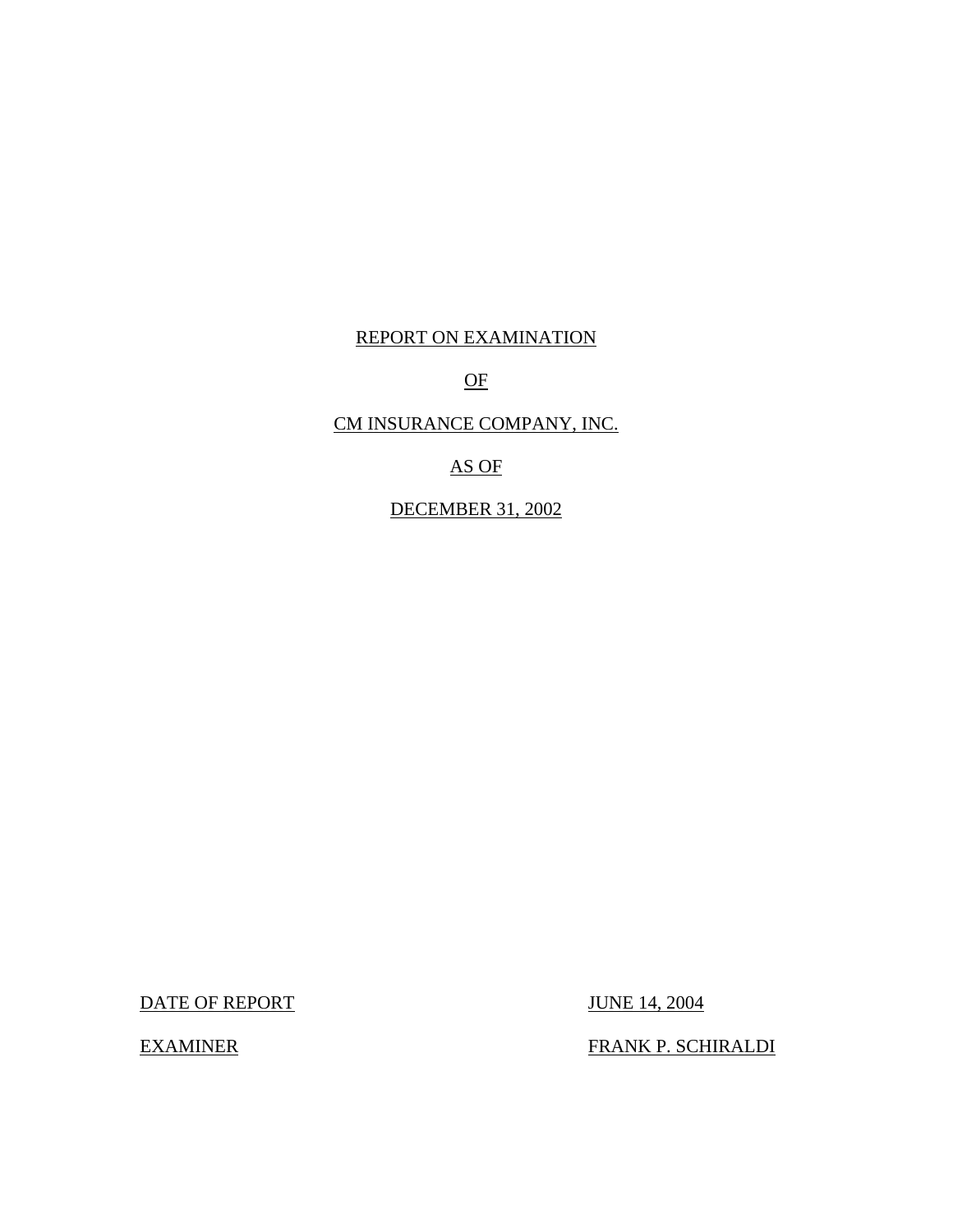REPORT ON EXAMINATION

OF

CM INSURANCE COMPANY, INC.

AS OF

DECEMBER 31, 2002

| | |
|---|---|
| DATE OF REPORT | JUNE 14, 2004 |
| EXAMINER | FRANK P. SCHIRALDI |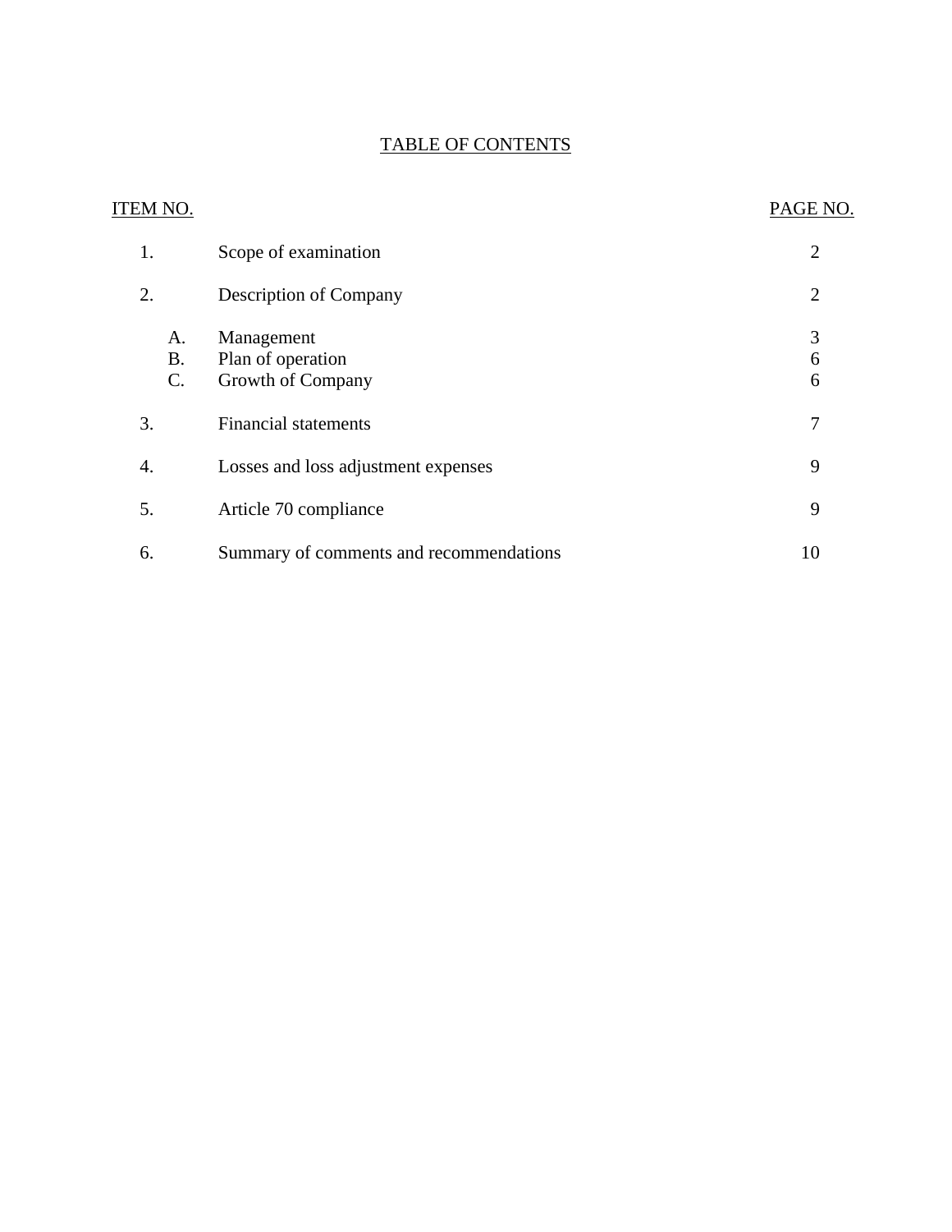# TABLE OF CONTENTS

| ITEM NO. | | | PAGE NO. |
|---|---|---|---|
| 1. | | Scope of examination | 2 |
| 2. | | Description of Company | 2 |
| | A. | Management | 3 |
| | B. | Plan of operation | 6 |
| | C. | Growth of Company | 6 |
| 3. | | Financial statements | 7 |
| 4. | | Losses and loss adjustment expenses | 9 |
| 5. | | Article 70 compliance | 9 |
| 6. | | Summary of comments and recommendations | 10 |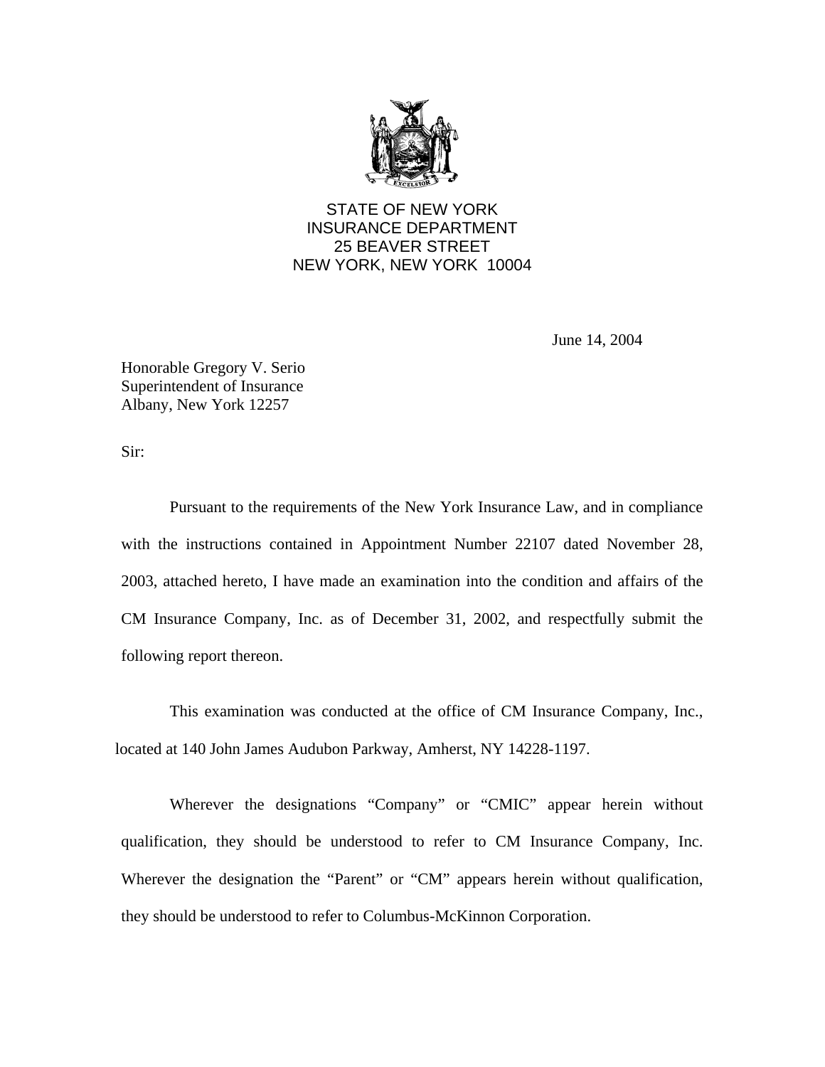STATE OF NEW YORK
INSURANCE DEPARTMENT
25 BEAVER STREET
NEW YORK, NEW YORK 10004

June 14, 2004

Honorable Gregory V. Serio
Superintendent of Insurance
Albany, New York 12257

Sir:

Pursuant to the requirements of the New York Insurance Law, and in compliance with the instructions contained in Appointment Number 22107 dated November 28, 2003, attached hereto, I have made an examination into the condition and affairs of the CM Insurance Company, Inc. as of December 31, 2002, and respectfully submit the following report thereon.

This examination was conducted at the office of CM Insurance Company, Inc., located at 140 John James Audubon Parkway, Amherst, NY 14228-1197.

Wherever the designations "Company" or "CMIC" appear herein without qualification, they should be understood to refer to CM Insurance Company, Inc. Wherever the designation the "Parent" or "CM" appears herein without qualification, they should be understood to refer to Columbus-McKinnon Corporation.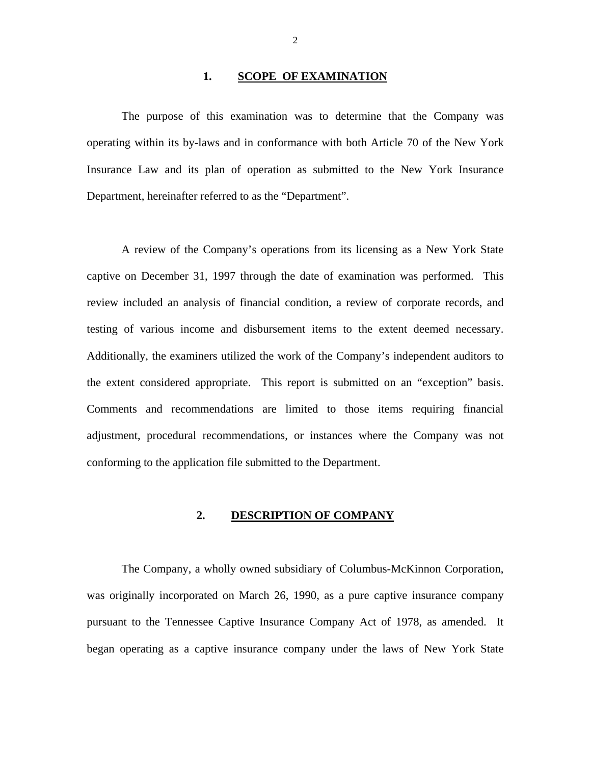## 1. SCOPE OF EXAMINATION

The purpose of this examination was to determine that the Company was operating within its by-laws and in conformance with both Article 70 of the New York Insurance Law and its plan of operation as submitted to the New York Insurance Department, hereinafter referred to as the "Department".

A review of the Company's operations from its licensing as a New York State captive on December 31, 1997 through the date of examination was performed. This review included an analysis of financial condition, a review of corporate records, and testing of various income and disbursement items to the extent deemed necessary. Additionally, the examiners utilized the work of the Company's independent auditors to the extent considered appropriate. This report is submitted on an "exception" basis. Comments and recommendations are limited to those items requiring financial adjustment, procedural recommendations, or instances where the Company was not conforming to the application file submitted to the Department.

## 2. DESCRIPTION OF COMPANY

The Company, a wholly owned subsidiary of Columbus-McKinnon Corporation, was originally incorporated on March 26, 1990, as a pure captive insurance company pursuant to the Tennessee Captive Insurance Company Act of 1978, as amended. It began operating as a captive insurance company under the laws of New York State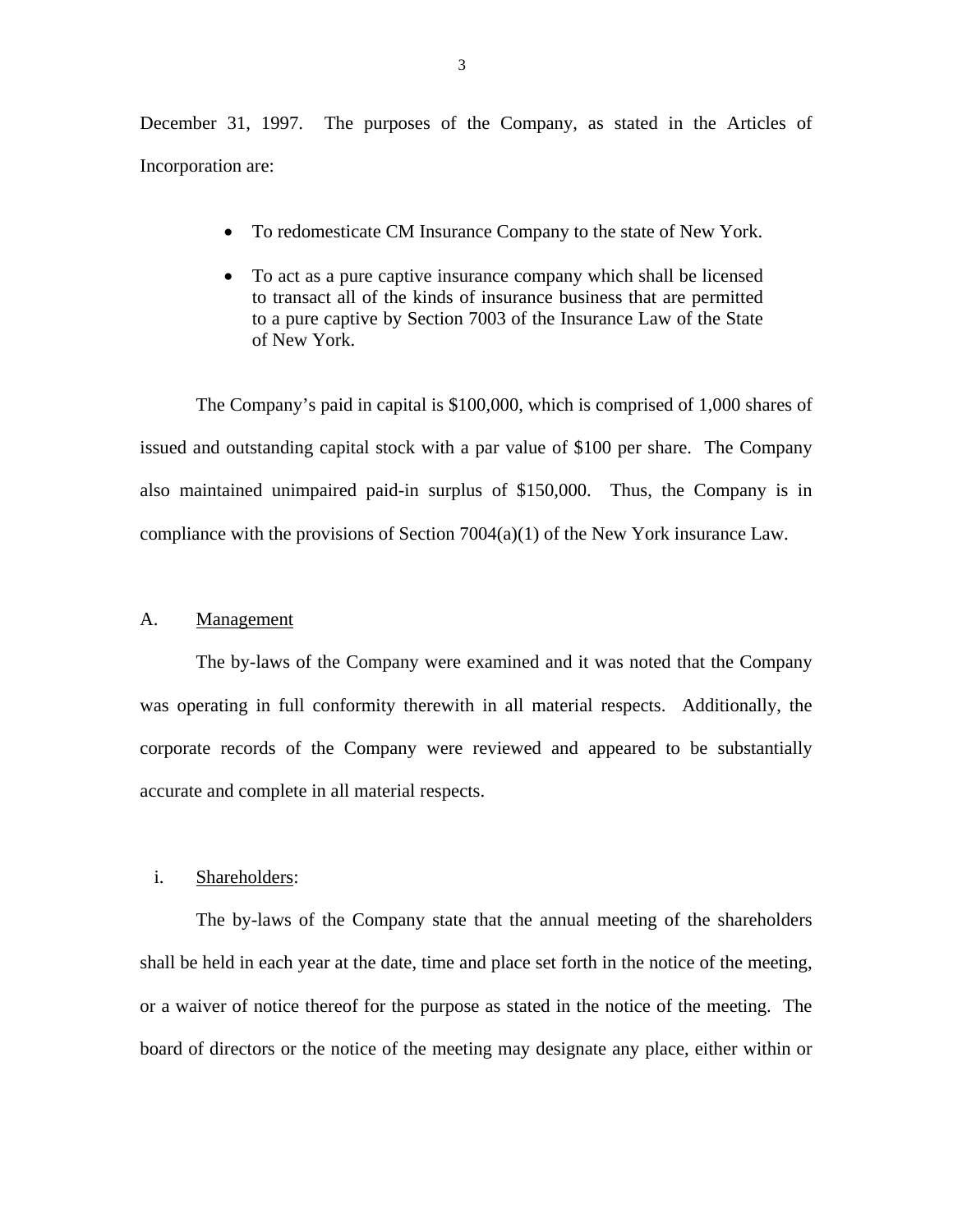December 31, 1997. The purposes of the Company, as stated in the Articles of Incorporation are:

- To redomesticate CM Insurance Company to the state of New York.
- To act as a pure captive insurance company which shall be licensed to transact all of the kinds of insurance business that are permitted to a pure captive by Section 7003 of the Insurance Law of the State of New York.

The Company's paid in capital is $100,000, which is comprised of 1,000 shares of issued and outstanding capital stock with a par value of $100 per share. The Company also maintained unimpaired paid-in surplus of $150,000. Thus, the Company is in compliance with the provisions of Section 7004(a)(1) of the New York insurance Law.

## A. Management

The by-laws of the Company were examined and it was noted that the Company was operating in full conformity therewith in all material respects. Additionally, the corporate records of the Company were reviewed and appeared to be substantially accurate and complete in all material respects.

### i. Shareholders:

The by-laws of the Company state that the annual meeting of the shareholders shall be held in each year at the date, time and place set forth in the notice of the meeting, or a waiver of notice thereof for the purpose as stated in the notice of the meeting. The board of directors or the notice of the meeting may designate any place, either within or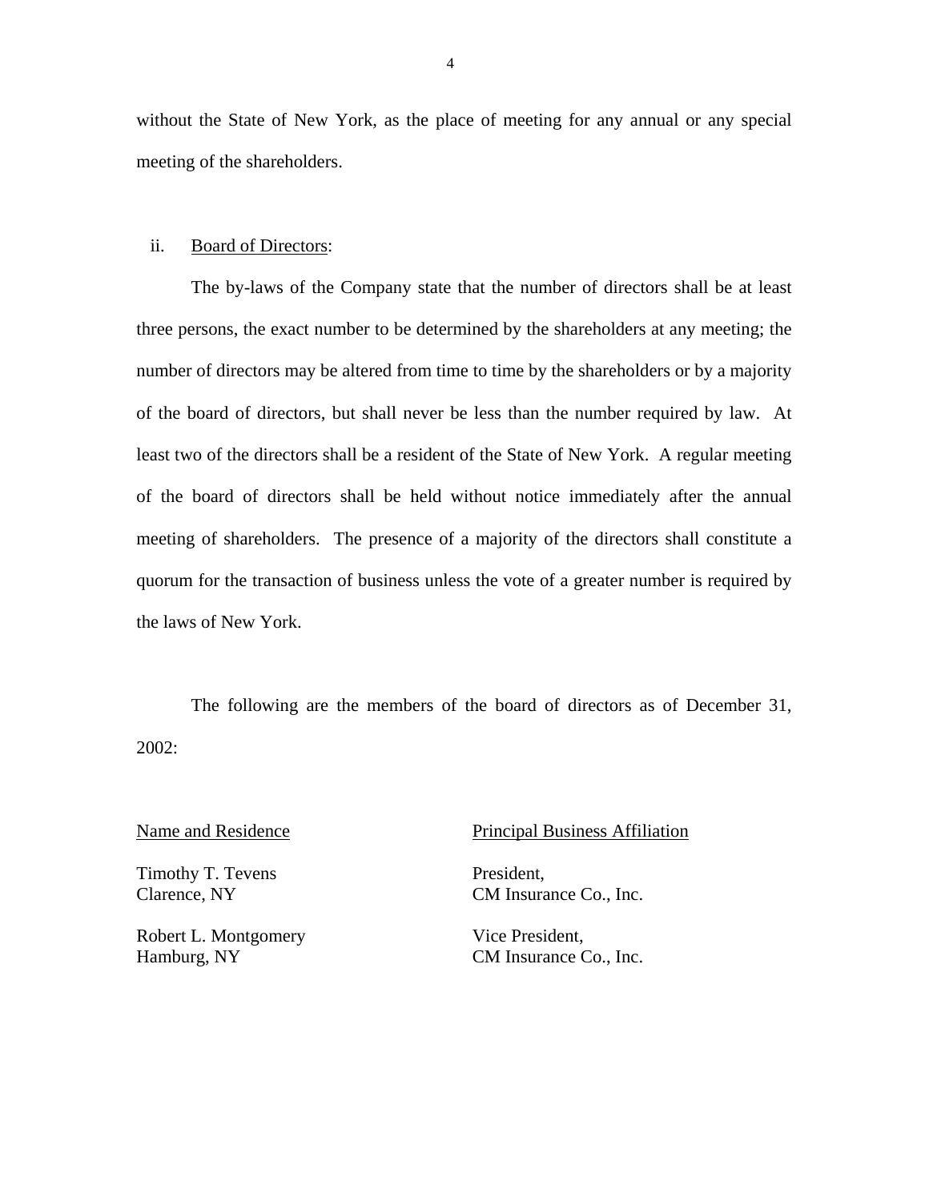without the State of New York, as the place of meeting for any annual or any special meeting of the shareholders.

ii. Board of Directors:

The by-laws of the Company state that the number of directors shall be at least three persons, the exact number to be determined by the shareholders at any meeting; the number of directors may be altered from time to time by the shareholders or by a majority of the board of directors, but shall never be less than the number required by law. At least two of the directors shall be a resident of the State of New York. A regular meeting of the board of directors shall be held without notice immediately after the annual meeting of shareholders. The presence of a majority of the directors shall constitute a quorum for the transaction of business unless the vote of a greater number is required by the laws of New York.

The following are the members of the board of directors as of December 31, 2002:

| Name and Residence | Principal Business Affiliation |
|---|---|
| Timothy T. Tevens<br>Clarence, NY | President,<br>CM Insurance Co., Inc. |
| Robert L. Montgomery<br>Hamburg, NY | Vice President,<br>CM Insurance Co., Inc. |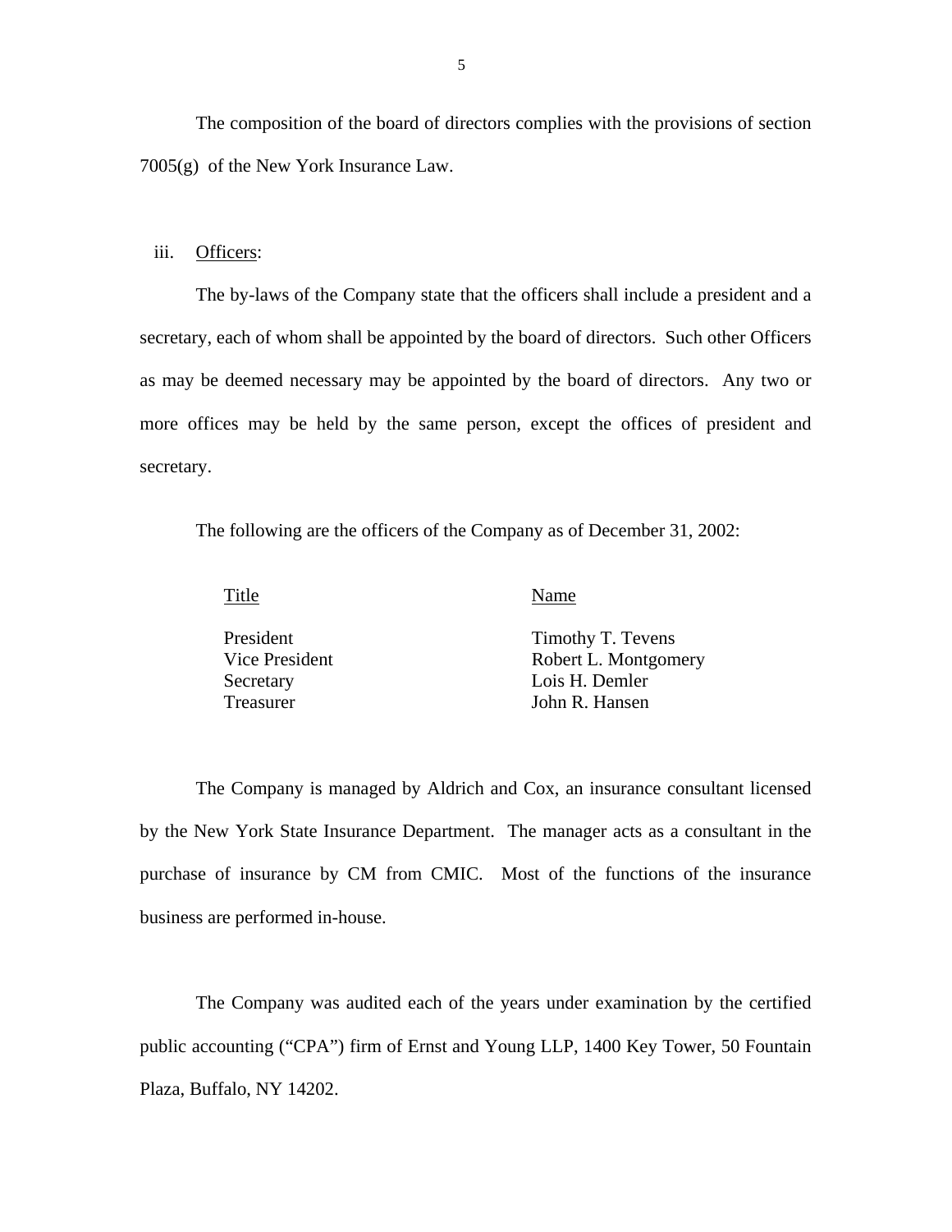The composition of the board of directors complies with the provisions of section 7005(g) of the New York Insurance Law.

iii. Officers:

The by-laws of the Company state that the officers shall include a president and a secretary, each of whom shall be appointed by the board of directors. Such other Officers as may be deemed necessary may be appointed by the board of directors. Any two or more offices may be held by the same person, except the offices of president and secretary.

The following are the officers of the Company as of December 31, 2002:

| Title | Name |
|---|---|
| President | Timothy T. Tevens |
| Vice President | Robert L. Montgomery |
| Secretary | Lois H. Demler |
| Treasurer | John R. Hansen |

The Company is managed by Aldrich and Cox, an insurance consultant licensed by the New York State Insurance Department. The manager acts as a consultant in the purchase of insurance by CM from CMIC. Most of the functions of the insurance business are performed in-house.

The Company was audited each of the years under examination by the certified public accounting ("CPA") firm of Ernst and Young LLP, 1400 Key Tower, 50 Fountain Plaza, Buffalo, NY 14202.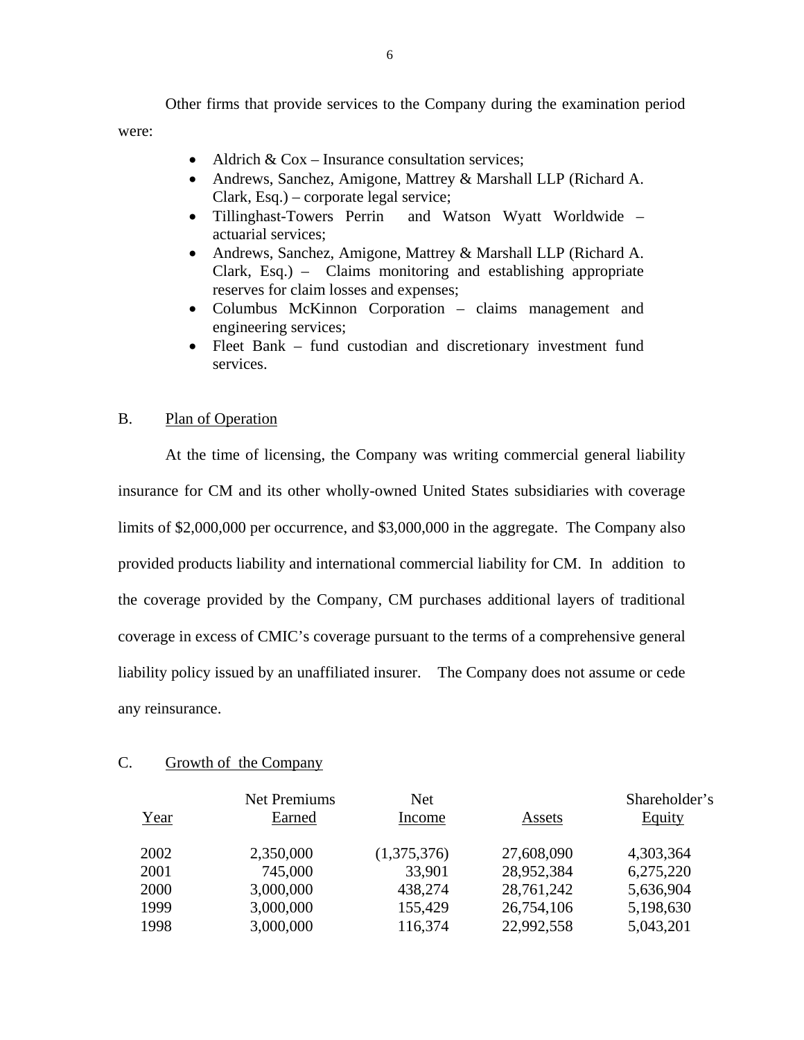Other firms that provide services to the Company during the examination period were:

- Aldrich & Cox – Insurance consultation services;
- Andrews, Sanchez, Amigone, Mattrey & Marshall LLP (Richard A. Clark, Esq.) – corporate legal service;
- Tillinghast-Towers Perrin and Watson Wyatt Worldwide – actuarial services;
- Andrews, Sanchez, Amigone, Mattrey & Marshall LLP (Richard A. Clark, Esq.) – Claims monitoring and establishing appropriate reserves for claim losses and expenses;
- Columbus McKinnon Corporation – claims management and engineering services;
- Fleet Bank – fund custodian and discretionary investment fund services.

## B. Plan of Operation

At the time of licensing, the Company was writing commercial general liability insurance for CM and its other wholly-owned United States subsidiaries with coverage limits of $2,000,000 per occurrence, and $3,000,000 in the aggregate. The Company also provided products liability and international commercial liability for CM. In addition to the coverage provided by the Company, CM purchases additional layers of traditional coverage in excess of CMIC's coverage pursuant to the terms of a comprehensive general liability policy issued by an unaffiliated insurer. The Company does not assume or cede any reinsurance.

## C. Growth of the Company

| Year | Net Premiums Earned | Net Income | Assets | Shareholder's Equity |
|---|---|---|---|---|
| 2002 | 2,350,000 | (1,375,376) | 27,608,090 | 4,303,364 |
| 2001 | 745,000 | 33,901 | 28,952,384 | 6,275,220 |
| 2000 | 3,000,000 | 438,274 | 28,761,242 | 5,636,904 |
| 1999 | 3,000,000 | 155,429 | 26,754,106 | 5,198,630 |
| 1998 | 3,000,000 | 116,374 | 22,992,558 | 5,043,201 |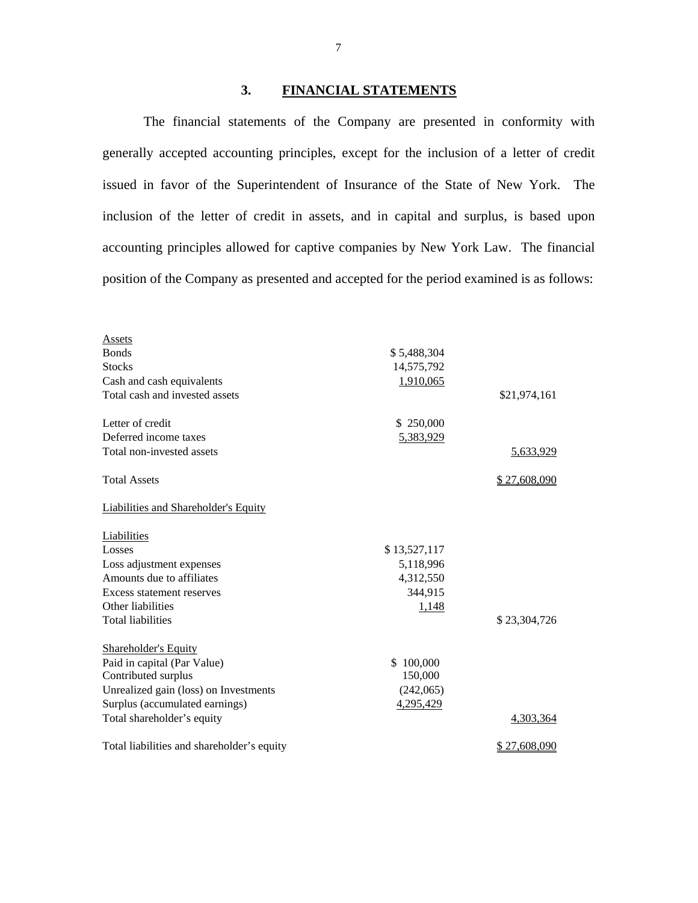## 3. FINANCIAL STATEMENTS

The financial statements of the Company are presented in conformity with generally accepted accounting principles, except for the inclusion of a letter of credit issued in favor of the Superintendent of Insurance of the State of New York. The inclusion of the letter of credit in assets, and in capital and surplus, is based upon accounting principles allowed for captive companies by New York Law. The financial position of the Company as presented and accepted for the period examined is as follows:

| | | |
|---|---|---|
| Assets | | |
| Bonds | $ 5,488,304 | |
| Stocks | 14,575,792 | |
| Cash and cash equivalents | 1,910,065 | |
| Total cash and invested assets | | $21,974,161 |
| | | |
| Letter of credit | $ 250,000 | |
| Deferred income taxes | 5,383,929 | |
| Total non-invested assets | | 5,633,929 |
| | | |
| Total Assets | | $ 27,608,090 |
| | | |
| Liabilities and Shareholder's Equity | | |
| | | |
| Liabilities | | |
| Losses | $ 13,527,117 | |
| Loss adjustment expenses | 5,118,996 | |
| Amounts due to affiliates | 4,312,550 | |
| Excess statement reserves | 344,915 | |
| Other liabilities | 1,148 | |
| Total liabilities | | $ 23,304,726 |
| | | |
| Shareholder's Equity | | |
| Paid in capital (Par Value) | $ 100,000 | |
| Contributed surplus | 150,000 | |
| Unrealized gain (loss) on Investments | (242,065) | |
| Surplus (accumulated earnings) | 4,295,429 | |
| Total shareholder's equity | | 4,303,364 |
| | | |
| Total liabilities and shareholder's equity | | $ 27,608,090 |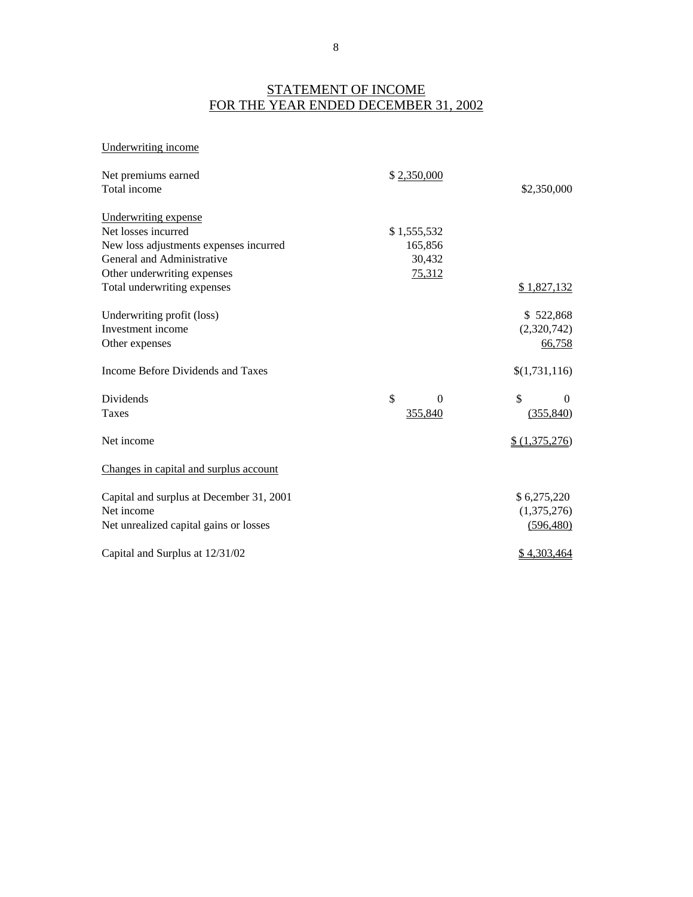# STATEMENT OF INCOME
# FOR THE YEAR ENDED DECEMBER 31, 2002

| | | |
|---|---|---|
| Underwriting income | | |
| Net premiums earned | $ 2,350,000 | |
| Total income | | $2,350,000 |
| | | |
| Underwriting expense | | |
| Net losses incurred | $ 1,555,532 | |
| New loss adjustments expenses incurred | 165,856 | |
| General and Administrative | 30,432 | |
| Other underwriting expenses | 75,312 | |
| Total underwriting expenses | | $ 1,827,132 |
| | | |
| Underwriting profit (loss) | | $ 522,868 |
| Investment income | | (2,320,742) |
| Other expenses | | 66,758 |
| | | |
| Income Before Dividends and Taxes | | $(1,731,116) |
| | | |
| Dividends | $ 0 | $ 0 |
| Taxes | 355,840 | (355,840) |
| | | |
| Net income | | $ (1,375,276) |
| | | |
| Changes in capital and surplus account | | |
| | | |
| Capital and surplus at December 31, 2001 | | $ 6,275,220 |
| Net income | | (1,375,276) |
| Net unrealized capital gains or losses | | (596,480) |
| | | |
| Capital and Surplus at 12/31/02 | | $ 4,303,464 |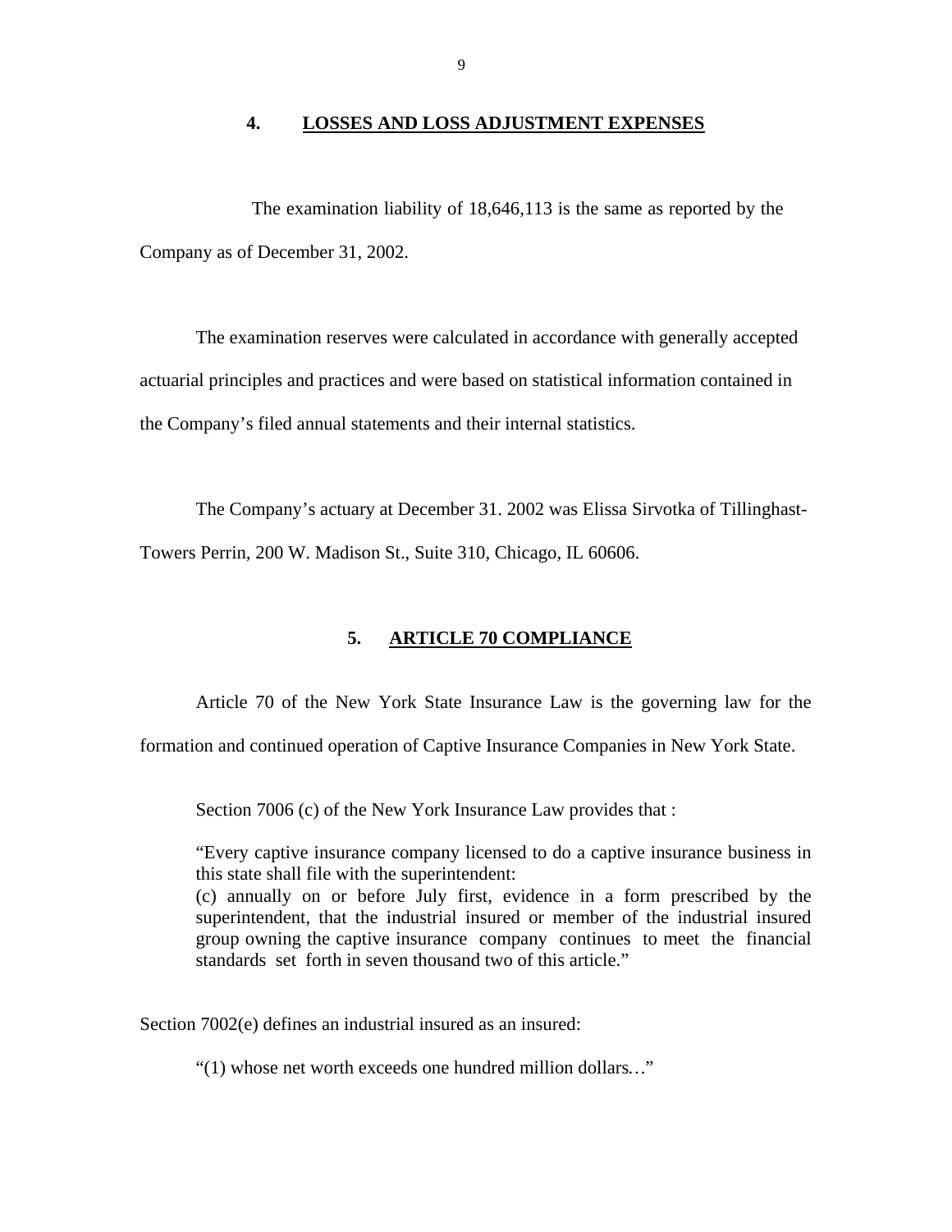## 4. LOSSES AND LOSS ADJUSTMENT EXPENSES

The examination liability of 18,646,113 is the same as reported by the Company as of December 31, 2002.

The examination reserves were calculated in accordance with generally accepted actuarial principles and practices and were based on statistical information contained in the Company's filed annual statements and their internal statistics.

The Company's actuary at December 31. 2002 was Elissa Sirvotka of Tillinghast-Towers Perrin, 200 W. Madison St., Suite 310, Chicago, IL 60606.

## 5. ARTICLE 70 COMPLIANCE

Article 70 of the New York State Insurance Law is the governing law for the formation and continued operation of Captive Insurance Companies in New York State.

Section 7006 (c) of the New York Insurance Law provides that :

> "Every captive insurance company licensed to do a captive insurance business in this state shall file with the superintendent:
> (c) annually on or before July first, evidence in a form prescribed by the superintendent, that the industrial insured or member of the industrial insured group owning the captive insurance company continues to meet the financial standards set forth in seven thousand two of this article."

Section 7002(e) defines an industrial insured as an insured:

> "(1) whose net worth exceeds one hundred million dollars…"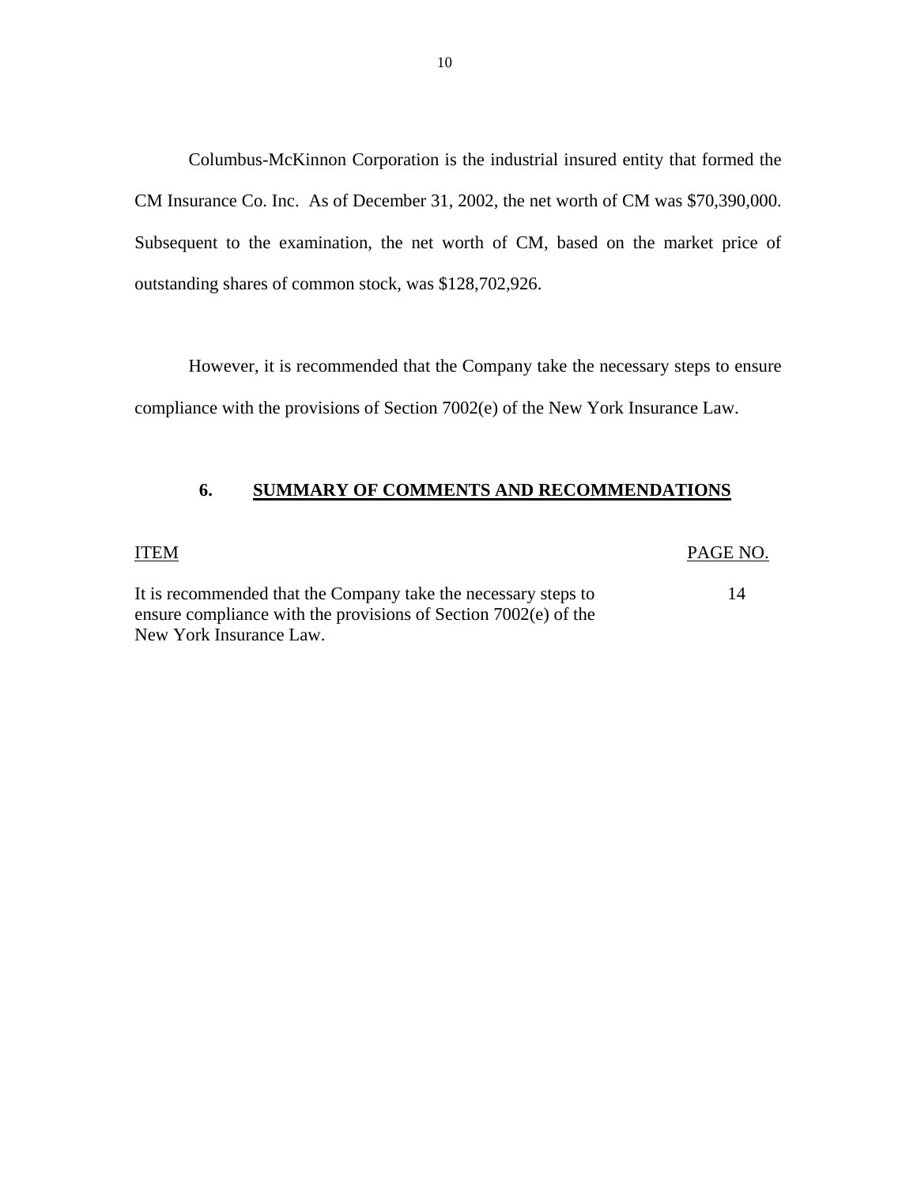Columbus-McKinnon Corporation is the industrial insured entity that formed the CM Insurance Co. Inc. As of December 31, 2002, the net worth of CM was $70,390,000. Subsequent to the examination, the net worth of CM, based on the market price of outstanding shares of common stock, was $128,702,926.

However, it is recommended that the Company take the necessary steps to ensure compliance with the provisions of Section 7002(e) of the New York Insurance Law.

## 6. SUMMARY OF COMMENTS AND RECOMMENDATIONS

| ITEM | PAGE NO. |
|---|---|
| It is recommended that the Company take the necessary steps to ensure compliance with the provisions of Section 7002(e) of the New York Insurance Law. | 14 |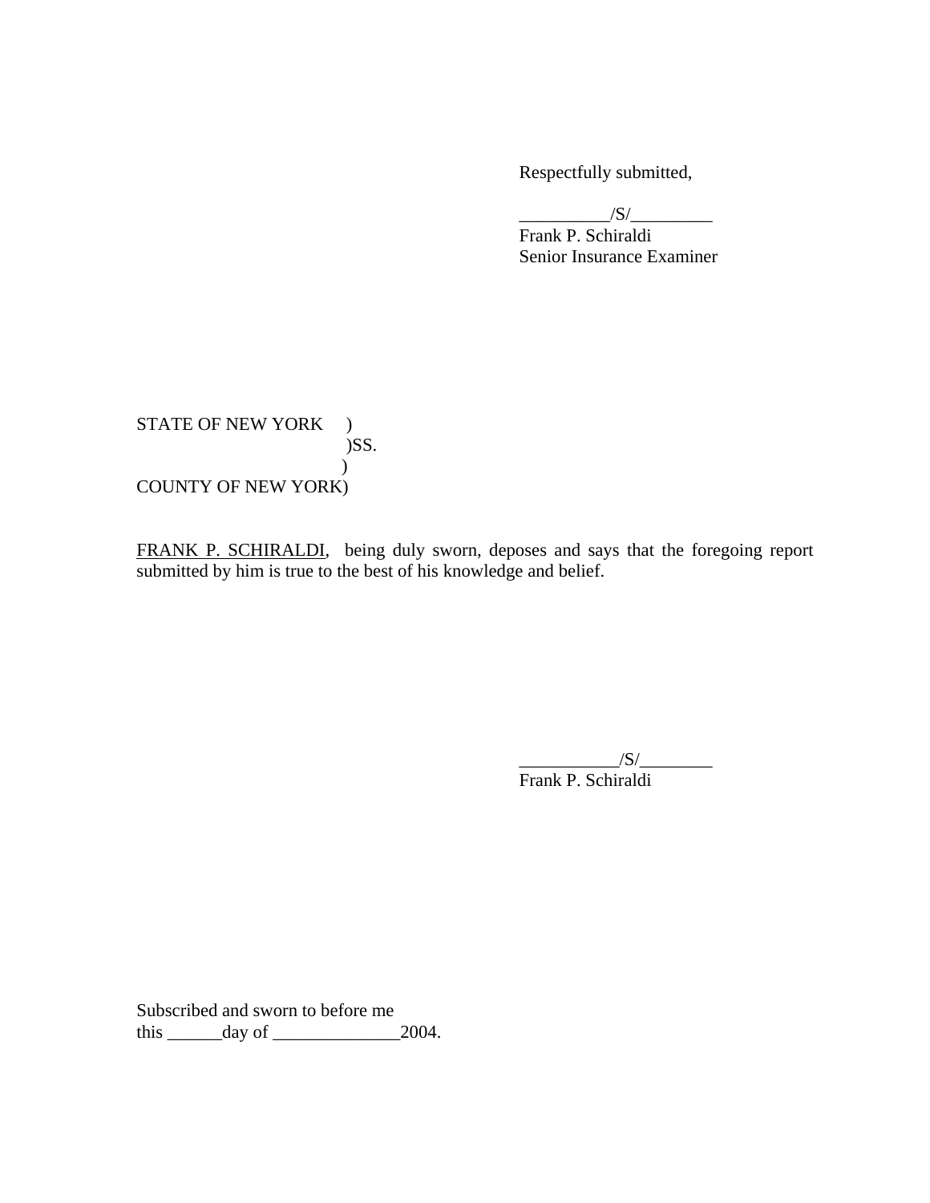Respectfully submitted,

__________/S/_________
Frank P. Schiraldi
Senior Insurance Examiner

STATE OF NEW YORK )
)SS.
)
COUNTY OF NEW YORK)

<u>FRANK P. SCHIRALDI</u>, being duly sworn, deposes and says that the foregoing report submitted by him is true to the best of his knowledge and belief.

___________/S/________
Frank P. Schiraldi

Subscribed and sworn to before me
this ______day of ______________2004.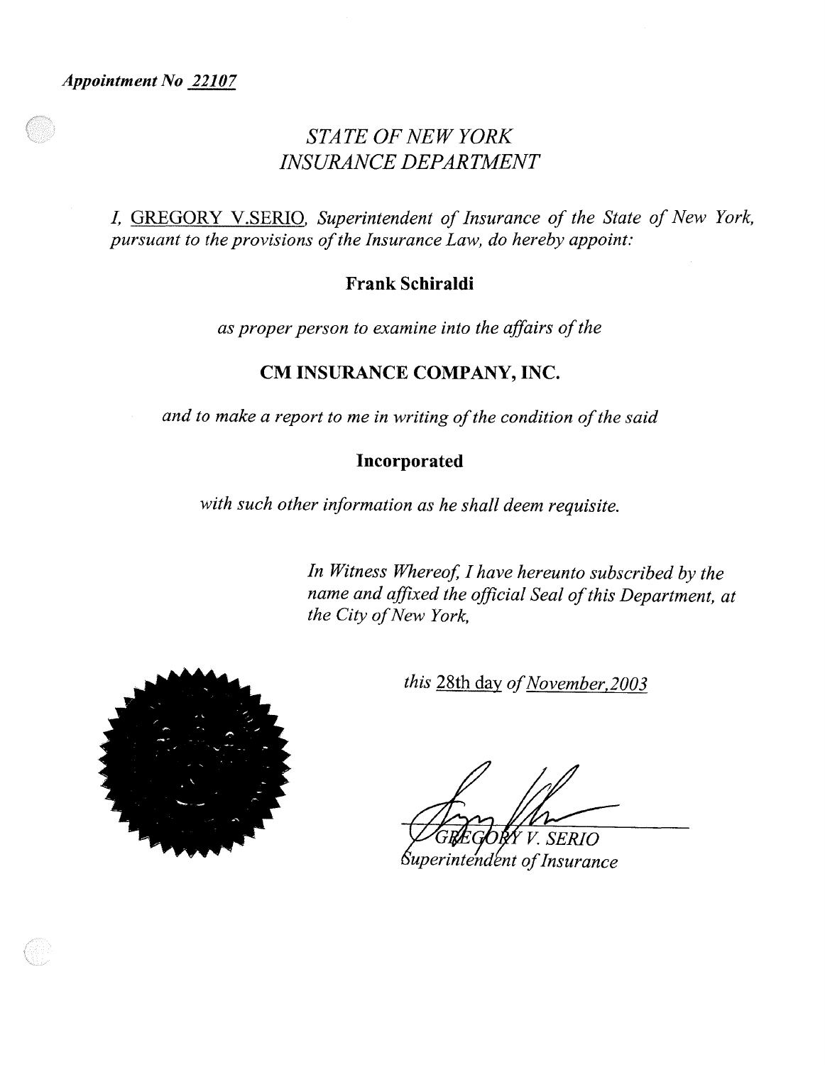*Appointment No* 22107

# *STATE OF NEW YORK*
# *INSURANCE DEPARTMENT*

*I,* GREGORY V.SERIO, *Superintendent of Insurance of the State of New York, pursuant to the provisions of the Insurance Law, do hereby appoint:*

**Frank Schiraldi**

*as proper person to examine into the affairs of the*

**CM INSURANCE COMPANY, INC.**

*and to make a report to me in writing of the condition of the said*

**Incorporated**

*with such other information as he shall deem requisite.*

*In Witness Whereof, I have hereunto subscribed by the name and affixed the official Seal of this Department, at the City of New York,*

*this* 28th day *of* *November,2003*

*GREGORY V. SERIO*
*Superintendent of Insurance*